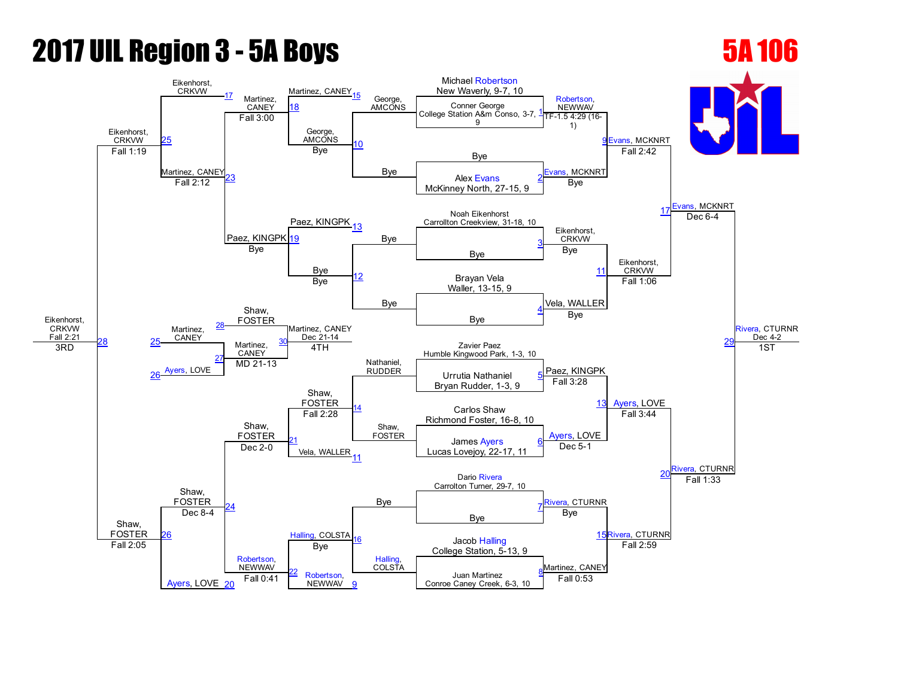# 2017 UIL Region 3 - 5A Boys

## 5A 106

### Championship Bracket

| Match | Wrestler A | Wrestler B | Winner | Result |
|---|---|---|---|---|
| 1 | Michael Robertson, New Waverly, 9-7, 10 | Conner George, College Station A&m Conso, 3-7, 9 | Robertson, NEWWAV | TF-1.5 4:29 (16-1) |
| 2 | Bye | Alex Evans, McKinney North, 27-15, 9 | Evans, MCKNRT | Bye |
| 3 | Noah Eikenhorst, Carrollton Creekview, 31-18, 10 | Bye | Eikenhorst, CRKVW | Bye |
| 4 | Brayan Vela, Waller, 13-15, 9 | Bye | Vela, WALLER | Bye |
| 5 | Zavier Paez, Humble Kingwood Park, 1-3, 10 | Urrutia Nathaniel, Bryan Rudder, 1-3, 9 | Paez, KINGPK | Fall 3:28 |
| 6 | Carlos Shaw, Richmond Foster, 16-8, 10 | James Ayers, Lucas Lovejoy, 22-17, 11 | Ayers, LOVE | Dec 5-1 |
| 7 | Dario Rivera, Carrollton Turner, 29-7, 10 | Bye | Rivera, CTURNR | Bye |
| 8 | Jacob Halling, College Station, 5-13, 9 | Juan Martinez, Conroe Caney Creek, 6-3, 10 | Martinez, CANEY | Fall 0:53 |
| 9 | Robertson, NEWWAV | Evans, MCKNRT | Evans, MCKNRT | Fall 2:42 |
| 11 | Eikenhorst, CRKVW | Vela, WALLER | Eikenhorst, CRKVW | Fall 1:06 |
| 13 | Paez, KINGPK | Ayers, LOVE | Ayers, LOVE | Fall 3:44 |
| 15 | Rivera, CTURNR | Martinez, CANEY | Rivera, CTURNR | Fall 2:59 |
| 17 | Evans, MCKNRT | Eikenhorst, CRKVW | Evans, MCKNRT | Dec 6-4 |
| 20 | Ayers, LOVE | Rivera, CTURNR | Rivera, CTURNR | Fall 1:33 |
| 29 | Evans, MCKNRT | Rivera, CTURNR | Rivera, CTURNR | Dec 4-2 — 1ST |

### Consolation Bracket

| Match | Wrestler A | Wrestler B | Winner | Result |
|---|---|---|---|---|
| 10 | George, AMCONS | Bye | George, AMCONS | Bye |
| 12 | Bye | Bye | Bye | Bye |
| 14 | Nathaniel, RUDDER | Shaw, FOSTER | Shaw, FOSTER | Fall 2:28 |
| 16 | Bye | Halling, COLSTA | Halling, COLSTA | Bye |
| 18 | Martinez, CANEY (L15) | George, AMCONS | Martinez, CANEY | Fall 3:00 |
| 19 | Paez, KINGPK (L13) | Bye | Paez, KINGPK | Bye |
| 21 | Shaw, FOSTER | Vela, WALLER (L11) | Shaw, FOSTER | Dec 2-0 |
| 22 | Halling, COLSTA | Robertson, NEWWAV (L9) | Robertson, NEWWAV | Fall 0:41 |
| 23 | Martinez, CANEY | Paez, KINGPK | Martinez, CANEY | Fall 2:12 |
| 24 | Shaw, FOSTER | Robertson, NEWWAV | Shaw, FOSTER | Dec 8-4 |
| 25 | Eikenhorst, CRKVW (L17) | Martinez, CANEY | Eikenhorst, CRKVW | Fall 1:19 |
| 26 | Shaw, FOSTER | Ayers, LOVE (L20) | Shaw, FOSTER | Fall 2:05 |
| 28 | Eikenhorst, CRKVW | Shaw, FOSTER | Eikenhorst, CRKVW | Fall 2:21 — 3RD |
| 27 | Martinez, CANEY (L25) | Ayers, LOVE (L26) | Martinez, CANEY | MD 21-13 |
| 30 | Shaw, FOSTER (L28) | Martinez, CANEY | Martinez, CANEY | Dec 21-14 — 4TH |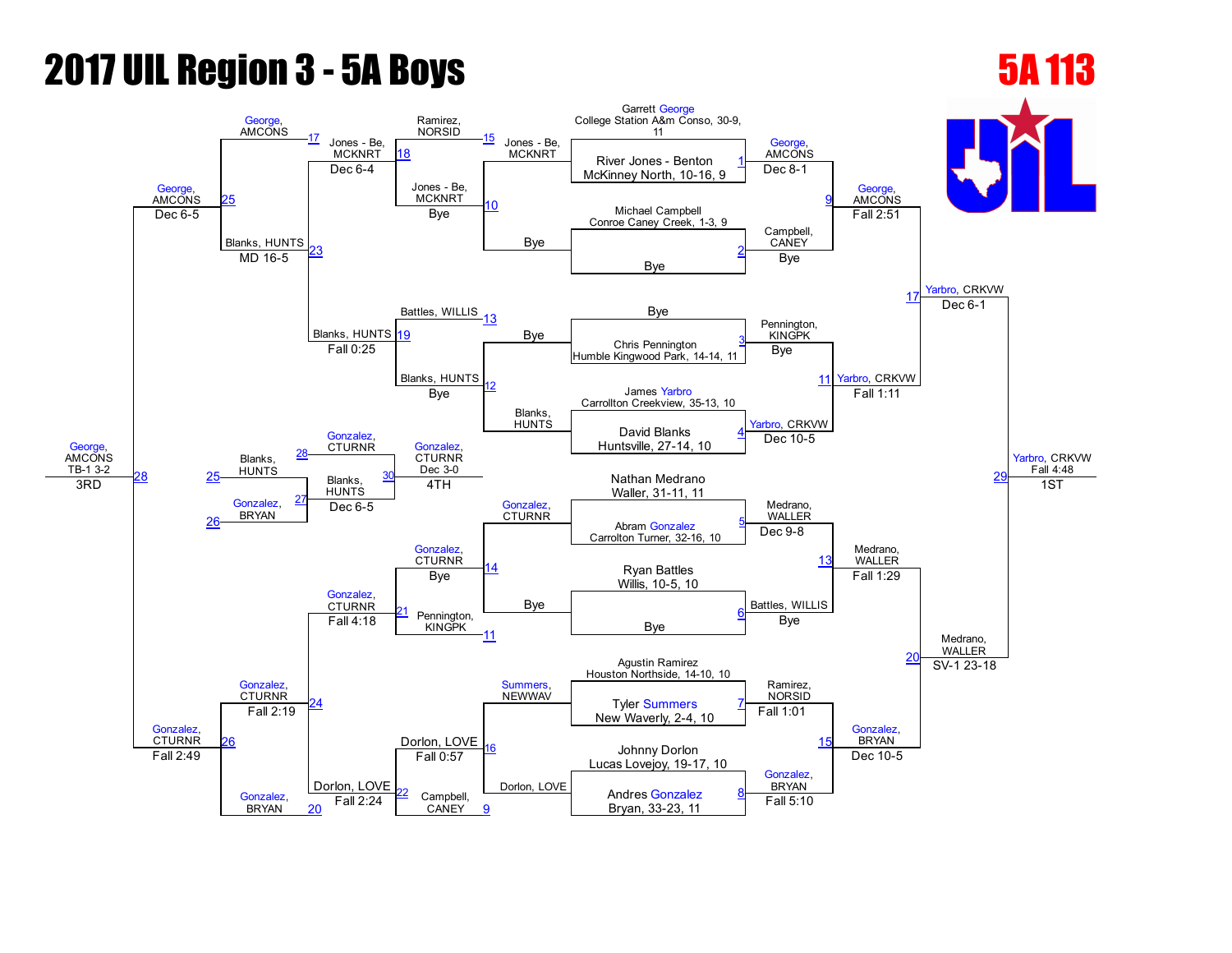# 2017 UIL Region 3 - 5A Boys

## 5A 113

### Championship Bracket

| Match | Wrestler A | Wrestler B | Winner | Result |
|---|---|---|---|---|
| 1 | River Jones - Benton, McKinney North, 10-16, 9 | Garrett George, College Station A&m Conso, 30-9, 11 | George, AMCONS | Dec 8-1 |
| 2 | Michael Campbell, Conroe Caney Creek, 1-3, 9 | Bye | Campbell, CANEY | Bye |
| 3 | Bye | Chris Pennington, Humble Kingwood Park, 14-14, 11 | Pennington, KINGPK | Bye |
| 4 | James Yarbro, Carrollton Creekview, 35-13, 10 | David Blanks, Huntsville, 27-14, 10 | Yarbro, CRKVW | Dec 10-5 |
| 5 | Nathan Medrano, Waller, 31-11, 11 | Abram Gonzalez, Carrolton Turner, 32-16, 10 | Medrano, WALLER | Dec 9-8 |
| 6 | Ryan Battles, Willis, 10-5, 10 | Bye | Battles, WILLIS | Bye |
| 7 | Agustin Ramirez, Houston Northside, 14-10, 10 | Tyler Summers, New Waverly, 2-4, 10 | Ramirez, NORSID | Fall 1:01 |
| 8 | Johnny Dorlon, Lucas Lovejoy, 19-17, 10 | Andres Gonzalez, Bryan, 33-23, 11 | Gonzalez, BRYAN | Fall 5:10 |
| 9 | George, AMCONS | Campbell, CANEY | George, AMCONS | Fall 2:51 |
| 11 | Pennington, KINGPK | Yarbro, CRKVW | Yarbro, CRKVW | Fall 1:11 |
| 13 | Medrano, WALLER | Battles, WILLIS | Medrano, WALLER | Fall 1:29 |
| 15 | Ramirez, NORSID | Gonzalez, BRYAN | Gonzalez, BRYAN | Dec 10-5 |
| 17 | George, AMCONS | Yarbro, CRKVW | Yarbro, CRKVW | Dec 6-1 |
| 20 | Medrano, WALLER | Gonzalez, BRYAN | Medrano, WALLER | SV-1 23-18 |
| 29 | Yarbro, CRKVW | Medrano, WALLER | Yarbro, CRKVW | Fall 4:48 — 1ST |

### Consolation Bracket

| Match | Wrestler A | Wrestler B | Winner | Result |
|---|---|---|---|---|
| 10 | Jones - Be, MCKNRT | Bye | Jones - Be, MCKNRT | Bye |
| 12 | Bye | Blanks, HUNTS | Blanks, HUNTS | Bye |
| 14 | Gonzalez, CTURNR | Bye | Gonzalez, CTURNR | Bye |
| 16 | Summers, NEWWAV | Dorlon, LOVE | Dorlon, LOVE | Fall 0:57 |
| 18 | Ramirez, NORSID | Jones - Be, MCKNRT | Jones - Be, MCKNRT | Dec 6-4 |
| 19 | Battles, WILLIS | Blanks, HUNTS | Blanks, HUNTS | Fall 0:25 |
| 21 | Gonzalez, CTURNR | Pennington, KINGPK | Gonzalez, CTURNR | Fall 4:18 |
| 22 | Dorlon, LOVE | Campbell, CANEY | Dorlon, LOVE | Fall 2:24 |
| 23 | George, AMCONS | Blanks, HUNTS | Blanks, HUNTS | MD 16-5 |
| 24 | Gonzalez, CTURNR | Dorlon, LOVE | Gonzalez, CTURNR | Fall 2:19 |
| 25 | George, AMCONS | Blanks, HUNTS | George, AMCONS | Dec 6-5 |
| 26 | Gonzalez, CTURNR | Gonzalez, BRYAN | Gonzalez, CTURNR | Fall 2:49 |
| 27 | Blanks, HUNTS | Gonzalez, BRYAN | Blanks, HUNTS | Dec 6-5 |
| 28 | George, AMCONS | Gonzalez, CTURNR | George, AMCONS | TB-1 3-2 — 3RD |
| 30 | Blanks, HUNTS | Gonzalez, CTURNR | Gonzalez, CTURNR | Dec 3-0 — 4TH |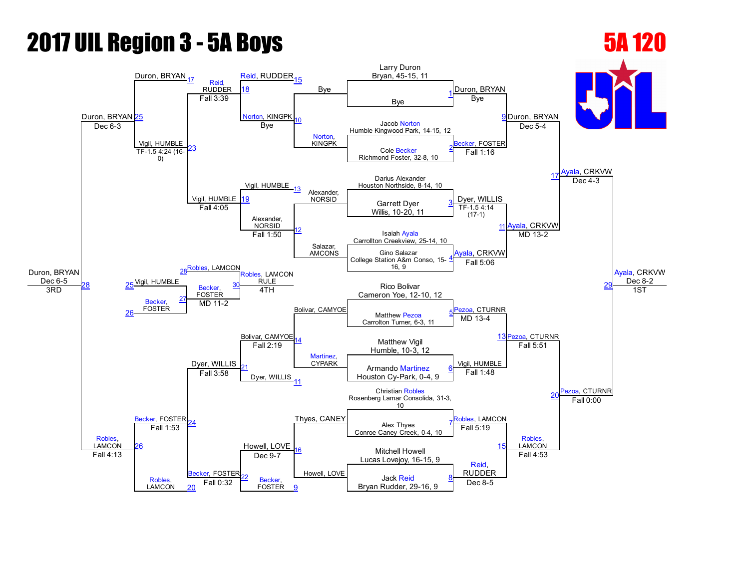# 2017 UIL Region 3 - 5A Boys

## 5A 120

### Championship Bracket — First Round

| Bout | Wrestler | Opponent | Winner | Result |
|---|---|---|---|---|
| 1 | Larry Duron, Bryan, 45-15, 11 | Bye | Duron, BRYAN | Bye |
| 2 | Jacob Norton, Humble Kingwood Park, 14-15, 12 | Cole Becker, Richmond Foster, 32-8, 10 | Becker, FOSTER | Fall 1:16 |
| 3 | Darius Alexander, Houston Northside, 8-14, 10 | Garrett Dyer, Willis, 10-20, 11 | Dyer, WILLIS | TF-1.5 4:14 (17-1) |
| 4 | Isaiah Ayala, Carrollton Creekview, 25-14, 10 | Gino Salazar, College Station A&m Conso, 15-16, 9 | Ayala, CRKVW | Fall 5:06 |
| 5 | Rico Bolivar, Cameron Yoe, 12-10, 12 | Matthew Pezoa, Carrolton Turner, 6-3, 11 | Pezoa, CTURNR | MD 13-4 |
| 6 | Matthew Vigil, Humble, 10-3, 12 | Armando Martinez, Houston Cy-Park, 0-4, 9 | Vigil, HUMBLE | Fall 1:48 |
| 7 | Christian Robles, Rosenberg Lamar Consolida, 31-3, 10 | Alex Thyes, Conroe Caney Creek, 0-4, 10 | Robles, LAMCON | Fall 5:19 |
| 8 | Mitchell Howell, Lucas Lovejoy, 16-15, 9 | Jack Reid, Bryan Rudder, 29-16, 9 | Reid, RUDDER | Dec 8-5 |

### Championship Quarterfinals

| Bout | Wrestlers | Winner | Result |
|---|---|---|---|
| 9 | Duron, BRYAN vs. Becker, FOSTER | Duron, BRYAN | Dec 5-4 |
| 11 | Dyer, WILLIS vs. Ayala, CRKVW | Ayala, CRKVW | MD 13-2 |
| 13 | Pezoa, CTURNR vs. Vigil, HUMBLE | Pezoa, CTURNR | Fall 5:51 |
| 15 | Robles, LAMCON vs. Reid, RUDDER | Robles, LAMCON | Fall 4:53 |

### Championship Semifinals

| Bout | Wrestlers | Winner | Result |
|---|---|---|---|
| 17 | Duron, BRYAN vs. Ayala, CRKVW | Ayala, CRKVW | Dec 4-3 |
| 20 | Pezoa, CTURNR vs. Robles, LAMCON | Pezoa, CTURNR | Fall 0:00 |

### Championship Final

| Bout | Wrestlers | Winner | Result |
|---|---|---|---|
| 29 | Ayala, CRKVW vs. Pezoa, CTURNR | Ayala, CRKVW | Dec 8-2 — 1ST |

### Consolation Bracket

| Bout | Wrestlers | Winner | Result |
|---|---|---|---|
| 10 | Bye vs. Norton, KINGPK | Norton, KINGPK | Bye |
| 12 | Alexander, NORSID vs. Salazar, AMCONS | Alexander, NORSID | Fall 1:50 |
| 14 | Bolivar, CAMYOE vs. Martinez, CYPARK | Bolivar, CAMYOE | Fall 2:19 |
| 16 | Thyes, CANEY vs. Howell, LOVE | Howell, LOVE | Dec 9-7 |
| 18 | Reid, RUDDER vs. Norton, KINGPK | Reid, RUDDER | Fall 3:39 |
| 19 | Vigil, HUMBLE vs. Alexander, NORSID | Vigil, HUMBLE | Fall 4:05 |
| 21 | Bolivar, CAMYOE vs. Dyer, WILLIS | Dyer, WILLIS | Fall 3:58 |
| 22 | Howell, LOVE vs. Becker, FOSTER | Becker, FOSTER | Fall 0:32 |
| 23 | Duron, BRYAN vs. Vigil, HUMBLE | Duron, BRYAN | TF-1.5 4:24 (16-0) |
| 24 | Dyer, WILLIS vs. Becker, FOSTER | Becker, FOSTER | Fall 1:53 |
| 25 | Duron, BRYAN vs. Vigil, HUMBLE (Bout 23) | Duron, BRYAN | Dec 6-3 |
| 26 | Becker, FOSTER vs. Robles, LAMCON | Robles, LAMCON | Fall 4:13 |
| 28 | Duron, BRYAN vs. Robles, LAMCON | Duron, BRYAN | Dec 6-5 — 3RD |

### 4th Place

| Bout | Wrestlers | Winner | Result |
|---|---|---|---|
| 27 | Vigil, HUMBLE vs. Becker, FOSTER | Becker, FOSTER | MD 11-2 |
| 30 | Robles, LAMCON vs. Becker, FOSTER | Robles, LAMCON | RULE — 4TH |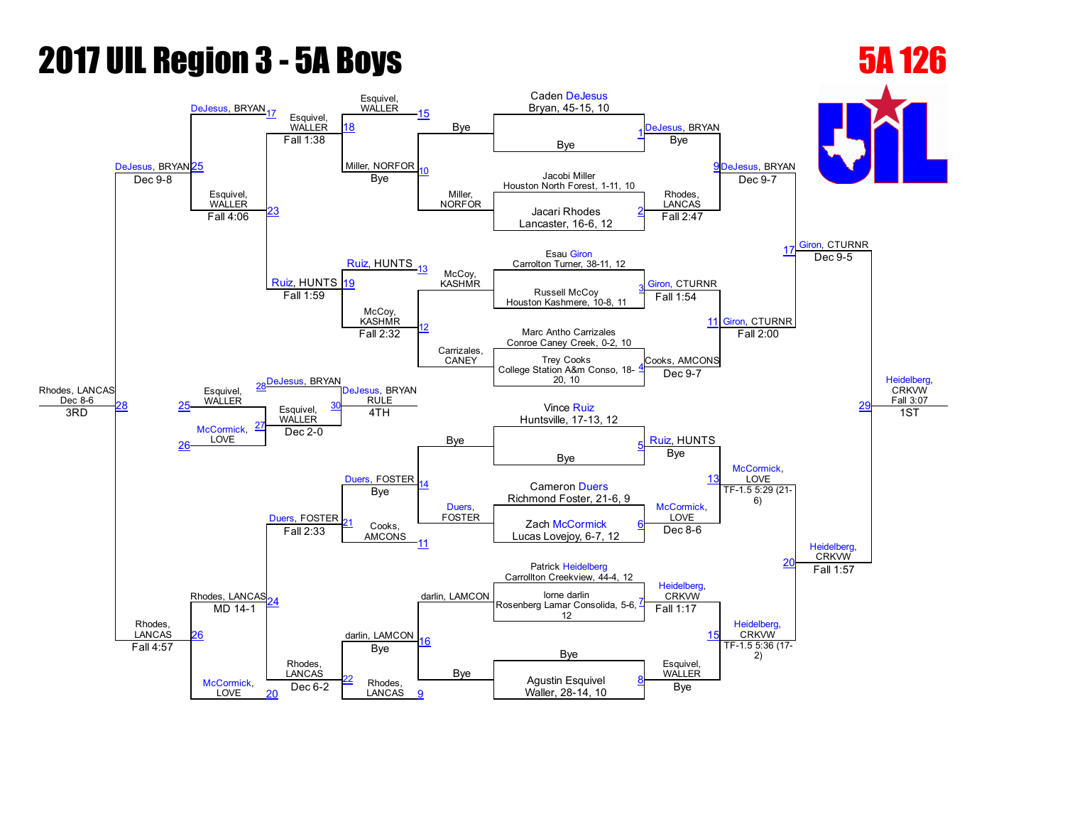# 2017 UIL Region 3 - 5A Boys

## 5A 126

### Championship Bracket

**First Round**

| Bout | Wrestler | Opponent | Winner | Result |
|---|---|---|---|---|
| 1 | Caden DeJesus, Bryan, 45-15, 10 | Bye | DeJesus, BRYAN | Bye |
| 2 | Jacobi Miller, Houston North Forest, 1-11, 10 | Jacari Rhodes, Lancaster, 16-6, 12 | Rhodes, LANCAS | Fall 2:47 |
| 3 | Esau Giron, Carrolton Turner, 38-11, 12 | Russell McCoy, Houston Kashmere, 10-8, 11 | Giron, CTURNR | Fall 1:54 |
| 4 | Marc Antho Carrizales, Conroe Caney Creek, 0-2, 10 | Trey Cooks, College Station A&m Conso, 18-20, 10 | Cooks, AMCONS | Dec 9-7 |
| 5 | Vince Ruiz, Huntsville, 17-13, 12 | Bye | Ruiz, HUNTS | Bye |
| 6 | Cameron Duers, Richmond Foster, 21-6, 9 | Zach McCormick, Lucas Lovejoy, 6-7, 12 | McCormick, LOVE | Dec 8-6 |
| 7 | Patrick Heidelberg, Carrollton Creekview, 44-4, 12 | lorne darlin, Rosenberg Lamar Consolida, 5-6, 12 | Heidelberg, CRKVW | Fall 1:17 |
| 8 | Bye | Agustin Esquivel, Waller, 28-14, 10 | Esquivel, WALLER | Bye |

**Quarterfinals**

| Bout | Winner | Result |
|---|---|---|
| 9 | DeJesus, BRYAN | Dec 9-7 |
| 11 | Giron, CTURNR | Fall 2:00 |
| 13 | McCormick, LOVE | TF-1.5 5:29 (21-6) |
| 15 | Heidelberg, CRKVW | TF-1.5 5:36 (17-2) |

**Semifinals**

| Bout | Winner | Result |
|---|---|---|
| 17 | Giron, CTURNR | Dec 9-5 |
| 20 | Heidelberg, CRKVW | Fall 1:57 |

**Final**

| Bout | Winner | Result | Place |
|---|---|---|---|
| 29 | Heidelberg, CRKVW | Fall 3:07 | 1ST |

### Consolation Bracket

| Bout | Wrestlers | Winner | Result |
|---|---|---|---|
| 9 / 16 | Rhodes, LANCAS vs Bye | Rhodes, LANCAS | Bye |
| 10 / 15 | Miller, NORFOR vs Bye | Miller, NORFOR | Bye |
| 11 / 14 | Cooks, AMCONS vs Bye | Duers, FOSTER | Bye |
| 12 / 13 | Carrizales, CANEY vs McCoy, KASHMR | McCoy, KASHMR | Fall 2:32 |
| 14 | Duers, FOSTER vs Bye | Duers, FOSTER | Bye |
| 15 | Esquivel, WALLER vs Miller, NORFOR | Esquivel, WALLER | Bye |
| 16 | Bye vs darlin, LAMCON | darlin, LAMCON | Bye |
| 18 | Esquivel, WALLER vs Miller, NORFOR | Esquivel, WALLER | Fall 1:38 |
| 19 | Ruiz, HUNTS vs McCoy, KASHMR | Ruiz, HUNTS | Fall 1:59 |
| 21 | Duers, FOSTER vs Cooks, AMCONS | Duers, FOSTER | Fall 2:33 |
| 22 | darlin, LAMCON vs Rhodes, LANCAS | Rhodes, LANCAS | Dec 6-2 |
| 23 | Esquivel, WALLER vs Ruiz, HUNTS | Esquivel, WALLER | Fall 4:06 |
| 24 | Duers, FOSTER vs Rhodes, LANCAS | Rhodes, LANCAS | MD 14-1 |
| 25 | DeJesus, BRYAN vs Esquivel, WALLER | DeJesus, BRYAN | Dec 9-8 |
| 26 | Rhodes, LANCAS vs McCormick, LOVE | Rhodes, LANCAS | Fall 4:57 |
| 27 | Esquivel, WALLER vs McCormick, LOVE | Esquivel, WALLER | Dec 2-0 |
| 28 | DeJesus, BRYAN vs Rhodes, LANCAS | Rhodes, LANCAS | Dec 8-6 — 3RD |
| 30 | DeJesus, BRYAN vs Esquivel, WALLER | DeJesus, BRYAN | RULE — 4TH |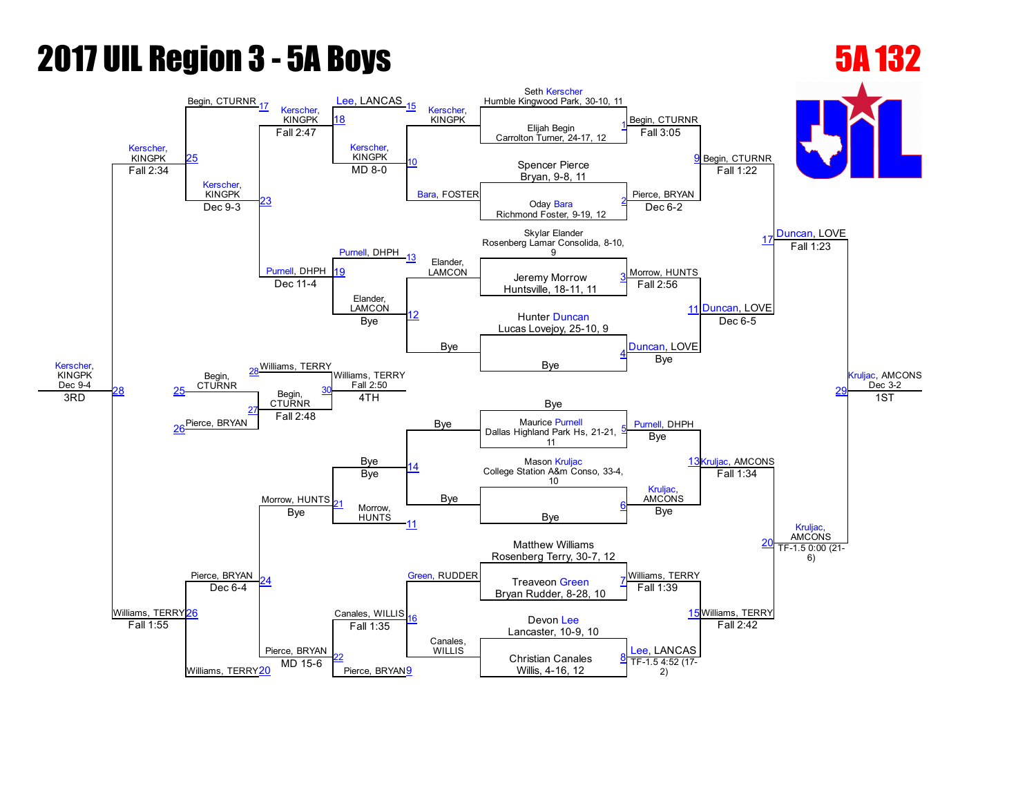# 2017 UIL Region 3 - 5A Boys

## 5A 132

### Championship Bracket – First Round

| Bout | Wrestler 1 | Wrestler 2 | Winner | Result |
|---|---|---|---|---|
| 1 | Seth Kerscher, Humble Kingwood Park, 30-10, 11 | Elijah Begin, Carrolton Turner, 24-17, 12 | Begin, CTURNR | Fall 3:05 |
| 2 | Spencer Pierce, Bryan, 9-8, 11 | Oday Bara, Richmond Foster, 9-19, 12 | Pierce, BRYAN | Dec 6-2 |
| 3 | Skylar Elander, Rosenberg Lamar Consolida, 8-10, 9 | Jeremy Morrow, Huntsville, 18-11, 11 | Morrow, HUNTS | Fall 2:56 |
| 4 | Hunter Duncan, Lucas Lovejoy, 25-10, 9 | Bye | Duncan, LOVE | Bye |
| 5 | Bye | Maurice Purnell, Dallas Highland Park Hs, 21-21, 11 | Purnell, DHPH | Bye |
| 6 | Mason Kruljac, College Station A&m Conso, 33-4, 10 | Bye | Kruljac, AMCONS | Bye |
| 7 | Matthew Williams, Rosenberg Terry, 30-7, 12 | Treaveon Green, Bryan Rudder, 8-28, 10 | Williams, TERRY | Fall 1:39 |
| 8 | Devon Lee, Lancaster, 10-9, 10 | Christian Canales, Willis, 4-16, 12 | Lee, LANCAS | TF-1.5 4:52 (17-2) |

### Championship Quarterfinals

| Bout | Winner | Result |
|---|---|---|
| 9 | Begin, CTURNR | Fall 1:22 |
| 11 | Duncan, LOVE | Dec 6-5 |
| 13 | Kruljac, AMCONS | Fall 1:34 |
| 15 | Williams, TERRY | Fall 2:42 |

### Championship Semifinals

| Bout | Winner | Result |
|---|---|---|
| 17 | Duncan, LOVE | Fall 1:23 |
| 20 | Kruljac, AMCONS | TF-1.5 0:00 (21-6) |

### Championship Final

| Bout | Winner | Result | Place |
|---|---|---|---|
| 29 | Kruljac, AMCONS | Dec 3-2 | 1ST |

### Consolation Bracket

| Bout | Wrestlers | Winner | Result |
|---|---|---|---|
| 9 | Pierce, BRYAN | | |
| 10 | Kerscher, KINGPK vs. Bara, FOSTER | Kerscher, KINGPK | MD 8-0 |
| 11 | Morrow, HUNTS | | |
| 12 | Elander, LAMCON vs. Bye | Elander, LAMCON | Bye |
| 14 | Bye vs. Bye | Bye | |
| 16 | Green, RUDDER vs. Canales, WILLIS | Canales, WILLIS | Fall 1:35 |
| 13 | Purnell, DHPH | | |
| 15 | Lee, LANCAS | | |
| 18 | Kerscher, KINGPK vs. Lee, LANCAS | Kerscher, KINGPK | Fall 2:47 |
| 19 | Purnell, DHPH vs. Elander, LAMCON | Purnell, DHPH | Dec 11-4 |
| 21 | Bye vs. Morrow, HUNTS | Morrow, HUNTS | Bye |
| 22 | Canales, WILLIS vs. Pierce, BRYAN | Pierce, BRYAN | MD 15-6 |
| 23 | Kerscher, KINGPK vs. Purnell, DHPH | Kerscher, KINGPK | Dec 9-3 |
| 24 | Morrow, HUNTS vs. Pierce, BRYAN | Pierce, BRYAN | Dec 6-4 |
| 25 | Begin, CTURNR vs. Kerscher, KINGPK | Kerscher, KINGPK | Fall 2:34 |
| 26 | Pierce, BRYAN vs. Williams, TERRY | Williams, TERRY | Fall 1:55 |
| 28 | Kerscher, KINGPK vs. Williams, TERRY | Kerscher, KINGPK | Dec 9-4 (3RD) |

### Fourth Place

| Bout | Wrestlers | Winner | Result |
|---|---|---|---|
| 27 | Begin, CTURNR vs. Pierce, BRYAN | Begin, CTURNR | Fall 2:48 |
| 30 | Williams, TERRY vs. Begin, CTURNR | Williams, TERRY | Fall 2:50 (4TH) |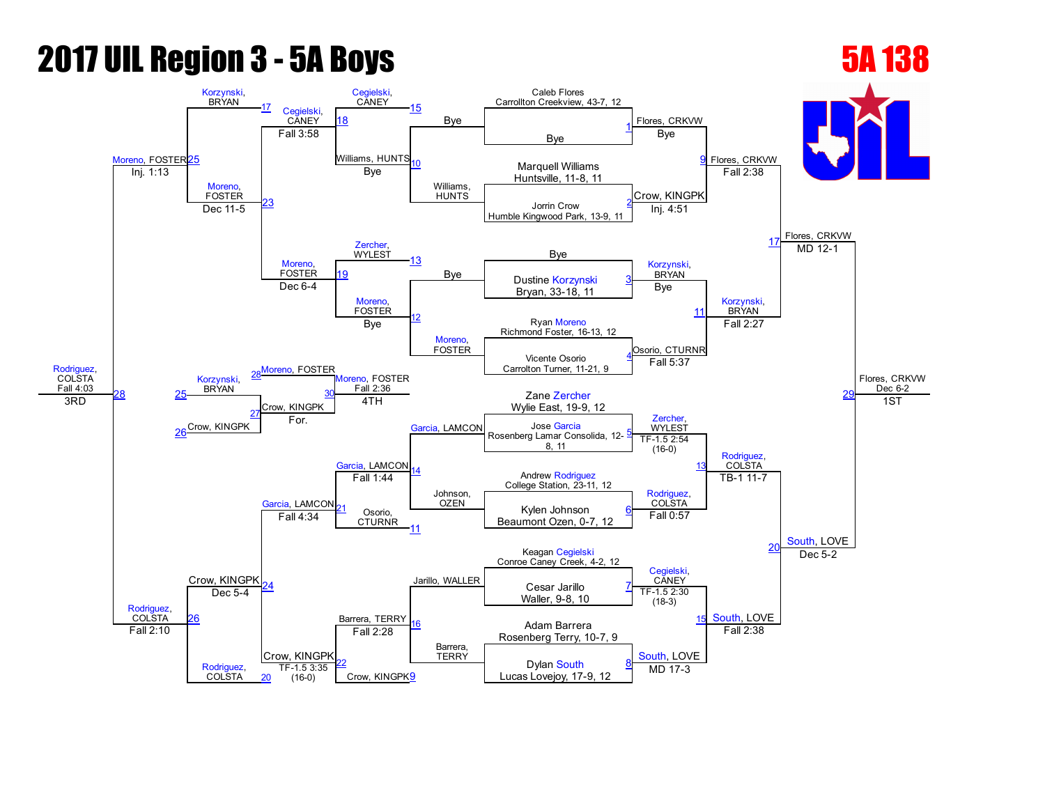# 2017 UIL Region 3 - 5A Boys

## 5A 138

### Championship Bracket – First Round

| Match | Wrestler 1 | Wrestler 2 | Winner | Result |
|---|---|---|---|---|
| 1 | Caleb Flores, Carrollton Creekview, 43-7, 12 | Bye | Flores, CRKVW | Bye |
| 2 | Marquell Williams, Huntsville, 11-8, 11 | Jorrin Crow, Humble Kingwood Park, 13-9, 11 | Crow, KINGPK | Inj. 4:51 |
| 3 | Bye | Dustine Korzynski, Bryan, 33-18, 11 | Korzynski, BRYAN | Bye |
| 4 | Ryan Moreno, Richmond Foster, 16-13, 12 | Vicente Osorio, Carrolton Turner, 11-21, 9 | Osorio, CTURNR | Fall 5:37 |
| 5 | Zane Zercher, Wylie East, 19-9, 12 | Jose Garcia, Rosenberg Lamar Consolida, 12-8, 11 | Zercher, WYLEST | TF-1.5 2:54 (16-0) |
| 6 | Andrew Rodriguez, College Station, 23-11, 12 | Kylen Johnson, Beaumont Ozen, 0-7, 12 | Rodriguez, COLSTA | Fall 0:57 |
| 7 | Keagan Cegielski, Conroe Caney Creek, 4-2, 12 | Cesar Jarillo, Waller, 9-8, 10 | Cegielski, CANEY | TF-1.5 2:30 (18-3) |
| 8 | Adam Barrera, Rosenberg Terry, 10-7, 9 | Dylan South, Lucas Lovejoy, 17-9, 12 | South, LOVE | MD 17-3 |

### Championship Bracket – Later Rounds

| Match | Winner | Result |
|---|---|---|
| 9 | Flores, CRKVW | Fall 2:38 |
| 11 | Korzynski, BRYAN | Fall 2:27 |
| 13 | Rodriguez, COLSTA | TB-1 11-7 |
| 15 | South, LOVE | Fall 2:38 |
| 17 | Flores, CRKVW | MD 12-1 |
| 20 | South, LOVE | Dec 5-2 |
| 29 | Flores, CRKVW (1ST) | Dec 6-2 |

### Consolation Bracket

| Match | Wrestler 1 | Wrestler 2 | Winner | Result |
|---|---|---|---|---|
| 10 | Bye | Williams, HUNTS | Williams, HUNTS | Bye |
| 12 | Bye | Moreno, FOSTER | Moreno, FOSTER | Bye |
| 14 | Garcia, LAMCON | Johnson, OZEN | Garcia, LAMCON | Fall 1:44 |
| 16 | Jarillo, WALLER | Barrera, TERRY | Barrera, TERRY | Fall 2:28 |
| 18 | Cegielski, CANEY (15) | Williams, HUNTS (10) | Cegielski, CANEY | Fall 3:58 |
| 19 | Zercher, WYLEST (13) | Moreno, FOSTER (12) | Moreno, FOSTER | Dec 6-4 |
| 21 | Garcia, LAMCON (14) | Osorio, CTURNR (11) | Garcia, LAMCON | Fall 4:34 |
| 22 | Crow, KINGPK (9) | Barrera, TERRY (16) | Crow, KINGPK | TF-1.5 3:35 (16-0) |
| 23 | Cegielski, CANEY | Moreno, FOSTER | Moreno, FOSTER | Dec 11-5 |
| 24 | Garcia, LAMCON | Crow, KINGPK | Crow, KINGPK | Dec 5-4 |
| 25 | Korzynski, BRYAN (17) | Moreno, FOSTER (23) | Moreno, FOSTER | Inj. 1:13 |
| 26 | Crow, KINGPK (24) | Rodriguez, COLSTA (20) | Rodriguez, COLSTA | Fall 2:10 |
| 27 | Korzynski, BRYAN (25) | Crow, KINGPK (26) | Crow, KINGPK | For. |
| 28 | Moreno, FOSTER (25) | Rodriguez, COLSTA (26) | Rodriguez, COLSTA (3RD) | Fall 4:03 |
| 30 | Moreno, FOSTER (28) | Crow, KINGPK (27) | Moreno, FOSTER (4TH) | Fall 2:36 |

### Final Placings

- 1ST: Flores, CRKVW
- 3RD: Rodriguez, COLSTA
- 4TH: Moreno, FOSTER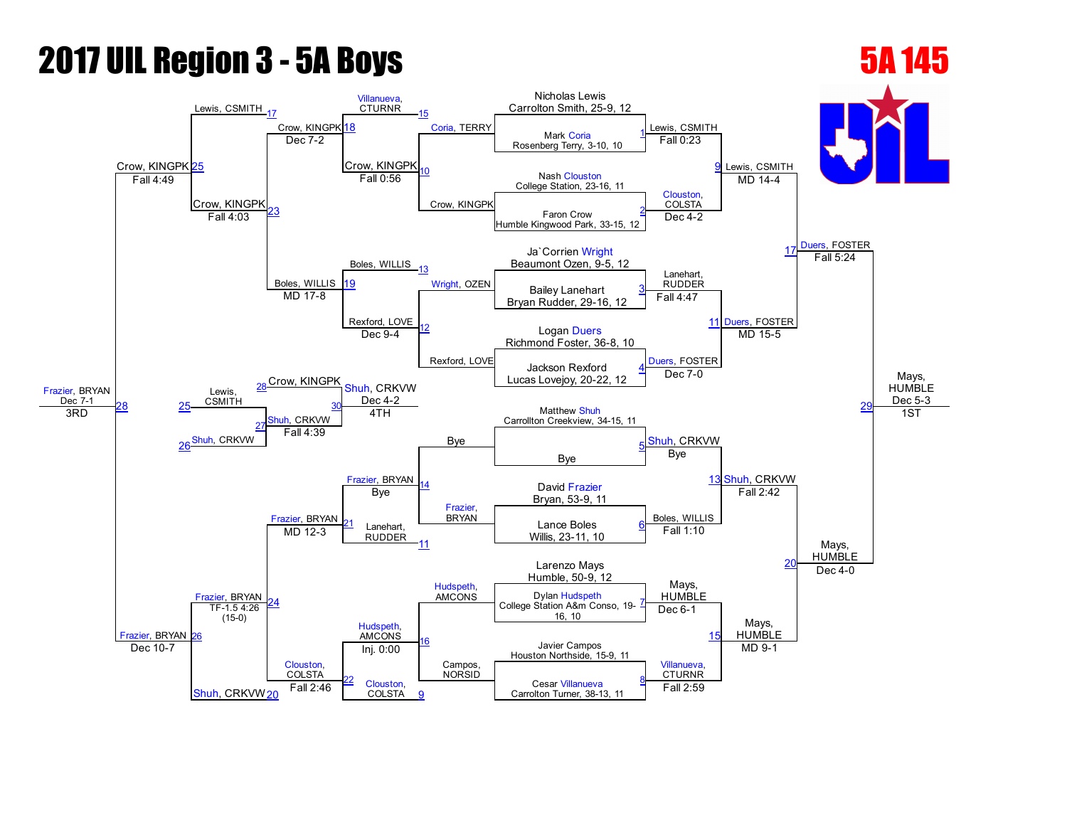# 2017 UIL Region 3 - 5A Boys

## 5A 145

### Championship Bracket

**First Round**

| Bout | Wrestler 1 | Wrestler 2 | Winner | Result |
|---|---|---|---|---|
| 1 | Nicholas Lewis, Carrollton Smith, 25-9, 12 | Mark Coria, Rosenberg Terry, 3-10, 10 | Lewis, CSMITH | Fall 0:23 |
| 2 | Nash Clouston, College Station, 23-16, 11 | Faron Crow, Humble Kingwood Park, 33-15, 12 | Clouston, COLSTA | Dec 4-2 |
| 3 | Ja`Corrien Wright, Beaumont Ozen, 9-5, 12 | Bailey Lanehart, Bryan Rudder, 29-16, 12 | Lanehart, RUDDER | Fall 4:47 |
| 4 | Logan Duers, Richmond Foster, 36-8, 10 | Jackson Rexford, Lucas Lovejoy, 20-22, 12 | Duers, FOSTER | Dec 7-0 |
| 5 | Matthew Shuh, Carrollton Creekview, 34-15, 11 | Bye | Shuh, CRKVW | Bye |
| 6 | David Frazier, Bryan, 53-9, 11 | Lance Boles, Willis, 23-11, 10 | Boles, WILLIS | Fall 1:10 |
| 7 | Larenzo Mays, Humble, 50-9, 12 | Dylan Hudspeth, College Station A&m Conso, 19-16, 10 | Mays, HUMBLE | Dec 6-1 |
| 8 | Javier Campos, Houston Northside, 15-9, 11 | Cesar Villanueva, Carrollton Turner, 38-13, 11 | Villanueva, CTURNR | Fall 2:59 |

**Quarterfinals**

| Bout | Wrestlers | Winner | Result |
|---|---|---|---|
| 9 | Lewis, CSMITH vs. Clouston, COLSTA | Lewis, CSMITH | MD 14-4 |
| 11 | Lanehart, RUDDER vs. Duers, FOSTER | Duers, FOSTER | MD 15-5 |
| 13 | Shuh, CRKVW vs. Boles, WILLIS | Shuh, CRKVW | Fall 2:42 |
| 15 | Mays, HUMBLE vs. Villanueva, CTURNR | Mays, HUMBLE | MD 9-1 |

**Semifinals**

| Bout | Wrestlers | Winner | Result |
|---|---|---|---|
| 17 | Lewis, CSMITH vs. Duers, FOSTER | Duers, FOSTER | Fall 5:24 |
| 20 | Shuh, CRKVW vs. Mays, HUMBLE | Mays, HUMBLE | Dec 4-0 |

**Final**

| Bout | Wrestlers | Winner | Result |
|---|---|---|---|
| 29 | Duers, FOSTER vs. Mays, HUMBLE | Mays, HUMBLE | Dec 5-3 (1ST) |

### Consolation Bracket

**Consolation Round 1**

| Bout | Wrestlers | Winner | Result |
|---|---|---|---|
| 10 | Coria, TERRY vs. Crow, KINGPK | Crow, KINGPK | Fall 0:56 |
| 12 | Wright, OZEN vs. Rexford, LOVE | Rexford, LOVE | Dec 9-4 |
| 14 | Bye vs. Frazier, BRYAN | Frazier, BRYAN | Bye |
| 16 | Hudspeth, AMCONS vs. Campos, NORSID | Hudspeth, AMCONS | Inj. 0:00 |

**Consolation Round 2**

| Bout | Wrestlers | Winner | Result |
|---|---|---|---|
| 18 | Villanueva, CTURNR vs. Crow, KINGPK | Crow, KINGPK | Dec 7-2 |
| 19 | Boles, WILLIS vs. Rexford, LOVE | Boles, WILLIS | MD 17-8 |
| 21 | Frazier, BRYAN vs. Lanehart, RUDDER | Frazier, BRYAN | MD 12-3 |
| 22 | Hudspeth, AMCONS vs. Clouston, COLSTA | Clouston, COLSTA | Fall 2:46 |

**Consolation Round 3**

| Bout | Wrestlers | Winner | Result |
|---|---|---|---|
| 23 | Crow, KINGPK vs. Boles, WILLIS | Crow, KINGPK | Fall 4:03 |
| 24 | Frazier, BRYAN vs. Clouston, COLSTA | Frazier, BRYAN | TF-1.5 4:26 (15-0) |

**Consolation Semifinals**

| Bout | Wrestlers | Winner | Result |
|---|---|---|---|
| 25 | Lewis, CSMITH vs. Crow, KINGPK | Crow, KINGPK | Fall 4:49 |
| 26 | Frazier, BRYAN vs. Shuh, CRKVW | Frazier, BRYAN | Dec 10-7 |

**3rd Place**

| Bout | Wrestlers | Winner | Result |
|---|---|---|---|
| 28 | Crow, KINGPK vs. Frazier, BRYAN | Frazier, BRYAN | Dec 7-1 (3RD) |

**Wrestlebacks**

| Bout | Wrestlers | Winner | Result |
|---|---|---|---|
| 27 | Lewis, CSMITH vs. Shuh, CRKVW | Shuh, CRKVW | Fall 4:39 |
| 30 | Crow, KINGPK vs. Shuh, CRKVW | Shuh, CRKVW | Dec 4-2 (4TH) |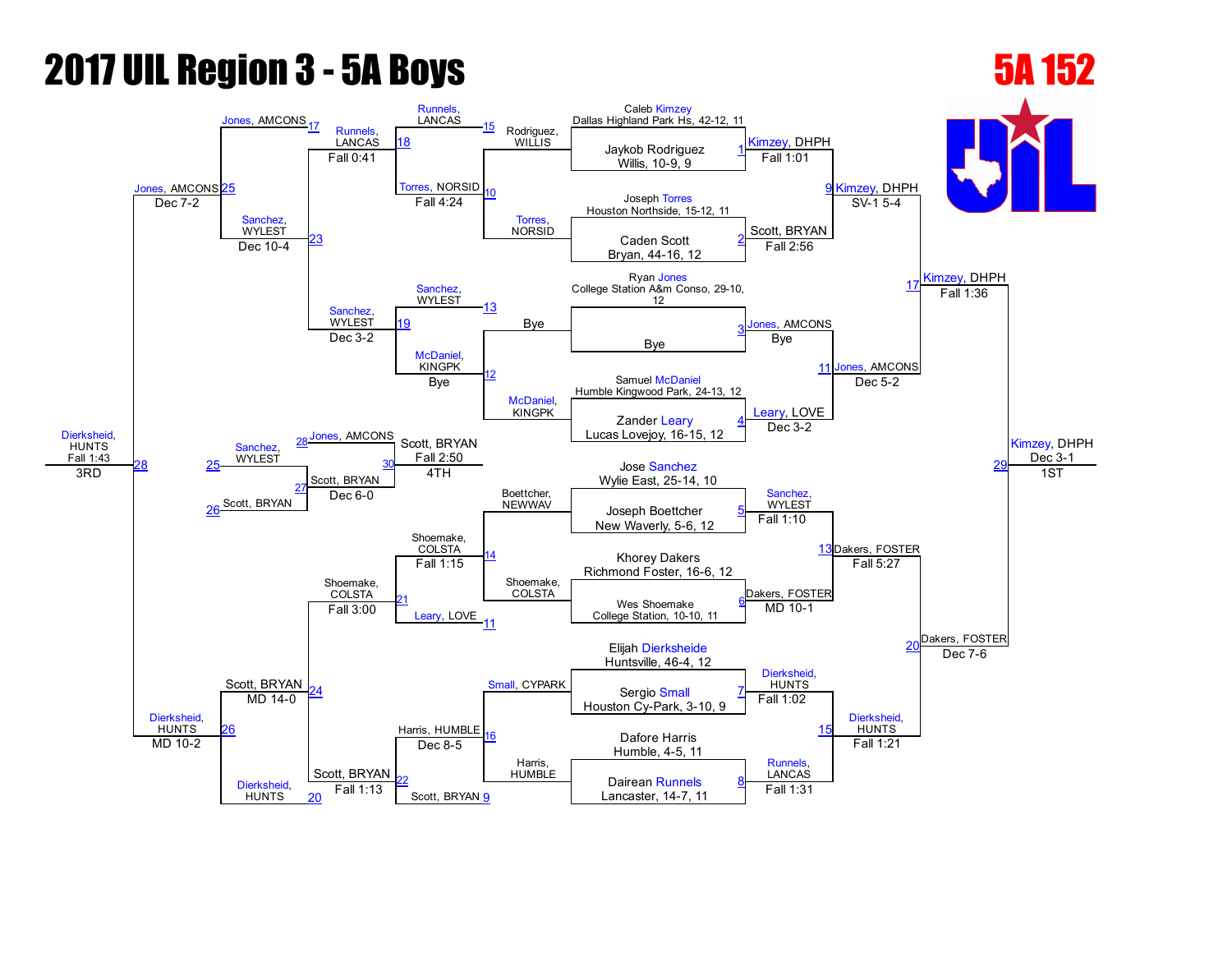# 2017 UIL Region 3 - 5A Boys

## 5A 152

### Championship Bracket

**Seeded entries:**

- Caleb Kimzey, Dallas Highland Park Hs, 42-12, 11
- Jaykob Rodriguez, Willis, 10-9, 9
- Joseph Torres, Houston Northside, 15-12, 11
- Caden Scott, Bryan, 44-16, 12
- Ryan Jones, College Station A&m Conso, 29-10, 12
- Bye
- Samuel McDaniel, Humble Kingwood Park, 24-13, 12
- Zander Leary, Lucas Lovejoy, 16-15, 12
- Jose Sanchez, Wylie East, 25-14, 10
- Joseph Boettcher, New Waverly, 5-6, 12
- Khorey Dakers, Richmond Foster, 16-6, 12
- Wes Shoemake, College Station, 10-10, 11
- Elijah Dierksheide, Huntsville, 46-4, 12
- Sergio Small, Houston Cy-Park, 3-10, 9
- Dafore Harris, Humble, 4-5, 11
- Dairean Runnels, Lancaster, 14-7, 11

**First round:**

- 1: Kimzey, DHPH — Fall 1:01
- 2: Scott, BRYAN — Fall 2:56
- 3: Jones, AMCONS — Bye
- 4: Leary, LOVE — Dec 3-2
- 5: Sanchez, WYLEST — Fall 1:10
- 6: Dakers, FOSTER — MD 10-1
- 7: Dierksheid, HUNTS — Fall 1:02
- 8: Runnels, LANCAS — Fall 1:31

**Quarterfinals:**

- 9: Kimzey, DHPH — SV-1 5-4
- 11: Jones, AMCONS — Dec 5-2
- 13: Dakers, FOSTER — Fall 5:27
- 15: Dierksheid, HUNTS — Fall 1:21

**Semifinals:**

- 17: Kimzey, DHPH — Fall 1:36
- 20: Dakers, FOSTER — Dec 7-6

**Final:**

- 29: Kimzey, DHPH — Dec 3-1 — 1ST

### Consolation Bracket

**First round:**

- 10: Torres, NORSID over Rodriguez, WILLIS — Fall 4:24
- 12: McDaniel, KINGPK over Bye — Bye
- 14: Shoemake, COLSTA over Boettcher, NEWWAV — Fall 1:15
- 16: Harris, HUMBLE over Small, CYPARK — Dec 8-5

**Second round:**

- 15 / 18: Runnels, LANCAS over Torres, NORSID — Fall 0:41
- 13 / 19: Sanchez, WYLEST over McDaniel, KINGPK — Dec 3-2
- 11 / 21: Shoemake, COLSTA over Leary, LOVE — Fall 3:00
- 9 / 22: Scott, BRYAN over Harris, HUMBLE — Fall 1:13

**Third round:**

- 17 / 23: Sanchez, WYLEST over Runnels, LANCAS — Dec 10-4
- 20 / 24: Scott, BRYAN over Shoemake, COLSTA — MD 14-0

**Consolation semifinals:**

- 25: Jones, AMCONS over Sanchez, WYLEST — Dec 7-2
- 26: Dierksheid, HUNTS over Scott, BRYAN — MD 10-2

**3rd place:**

- 28: Dierksheid, HUNTS over Jones, AMCONS — Fall 1:43 — 3RD

**4th place:**

- 27: Scott, BRYAN over Sanchez, WYLEST (25) — Dec 6-0
- 30: Scott, BRYAN over Jones, AMCONS (28) — Fall 2:50 — 4TH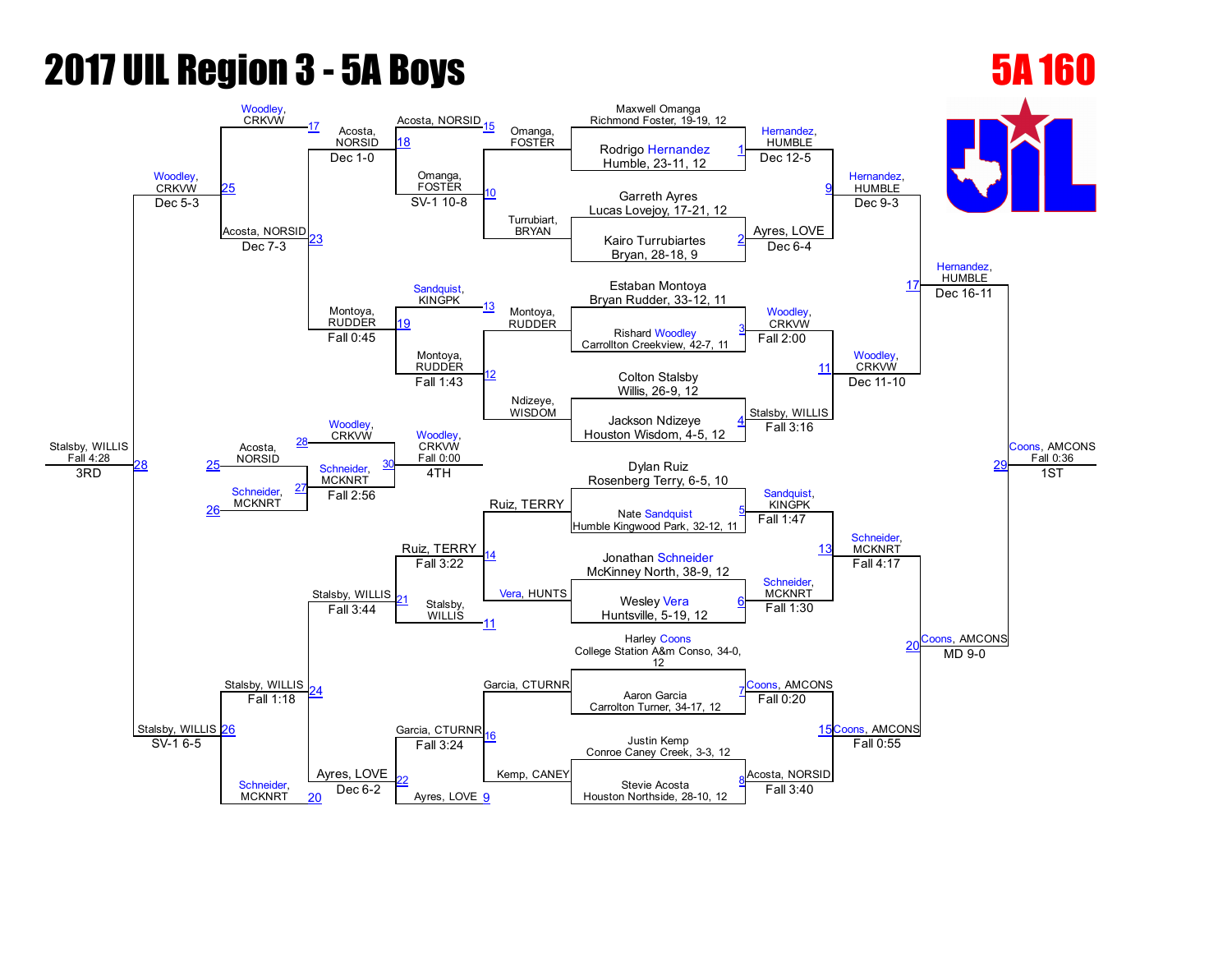# 2017 UIL Region 3 - 5A Boys

## 5A 160

### Championship Bracket

**First Round**

| Bout | Wrestler A | Wrestler B | Winner | Result |
|---|---|---|---|---|
| 1 | Maxwell Omanga, Richmond Foster, 19-19, 12 | Rodrigo Hernandez, Humble, 23-11, 12 | Hernandez, HUMBLE | Dec 12-5 |
| 2 | Garreth Ayres, Lucas Lovejoy, 17-21, 12 | Kairo Turrubiartes, Bryan, 28-18, 9 | Ayres, LOVE | Dec 6-4 |
| 3 | Estaban Montoya, Bryan Rudder, 33-12, 11 | Rishard Woodley, Carrollton Creekview, 42-7, 11 | Woodley, CRKVW | Fall 2:00 |
| 4 | Colton Stalsby, Willis, 26-9, 12 | Jackson Ndizeye, Houston Wisdom, 4-5, 12 | Stalsby, WILLIS | Fall 3:16 |
| 5 | Dylan Ruiz, Rosenberg Terry, 6-5, 10 | Nate Sandquist, Humble Kingwood Park, 32-12, 11 | Sandquist, KINGPK | Fall 1:47 |
| 6 | Jonathan Schneider, McKinney North, 38-9, 12 | Wesley Vera, Huntsville, 5-19, 12 | Schneider, MCKNRT | Fall 1:30 |
| 7 | Harley Coons, College Station A&m Conso, 34-0, 12 | Aaron Garcia, Carrollton Turner, 34-17, 12 | Coons, AMCONS | Fall 0:20 |
| 8 | Justin Kemp, Conroe Caney Creek, 3-3, 12 | Stevie Acosta, Houston Northside, 28-10, 12 | Acosta, NORSID | Fall 3:40 |

**Quarterfinals**

| Bout | Wrestler A | Wrestler B | Winner | Result |
|---|---|---|---|---|
| 9 | Hernandez, HUMBLE | Ayres, LOVE | Hernandez, HUMBLE | Dec 9-3 |
| 11 | Woodley, CRKVW | Stalsby, WILLIS | Woodley, CRKVW | Dec 11-10 |
| 13 | Sandquist, KINGPK | Schneider, MCKNRT | Schneider, MCKNRT | Fall 4:17 |
| 15 | Coons, AMCONS | Acosta, NORSID | Coons, AMCONS | Fall 0:55 |

**Semifinals**

| Bout | Wrestler A | Wrestler B | Winner | Result |
|---|---|---|---|---|
| 17 | Hernandez, HUMBLE | Woodley, CRKVW | Hernandez, HUMBLE | Dec 16-11 |
| 20 | Schneider, MCKNRT | Coons, AMCONS | Coons, AMCONS | MD 9-0 |

**Final (1ST)**

| Bout | Wrestler A | Wrestler B | Winner | Result |
|---|---|---|---|---|
| 29 | Hernandez, HUMBLE | Coons, AMCONS | Coons, AMCONS | Fall 0:36 |

### Consolation Bracket

| Bout | Wrestler A | Wrestler B | Winner | Result |
|---|---|---|---|---|
| 10 | Omanga, FOSTER | Turrubiart, BRYAN | Omanga, FOSTER | SV-1 10-8 |
| 12 | Montoya, RUDDER | Ndizeye, WISDOM | Montoya, RUDDER | Fall 1:43 |
| 14 | Ruiz, TERRY | Vera, HUNTS | Ruiz, TERRY | Fall 3:22 |
| 16 | Garcia, CTURNR | Kemp, CANEY | Garcia, CTURNR | Fall 3:24 |
| 18 | Acosta, NORSID | Omanga, FOSTER | Acosta, NORSID | Dec 1-0 |
| 19 | Sandquist, KINGPK | Montoya, RUDDER | Montoya, RUDDER | Fall 0:45 |
| 21 | Ruiz, TERRY | Stalsby, WILLIS | Stalsby, WILLIS | Fall 3:44 |
| 22 | Garcia, CTURNR | Ayres, LOVE | Ayres, LOVE | Dec 6-2 |
| 23 | Acosta, NORSID | Montoya, RUDDER | Acosta, NORSID | Dec 7-3 |
| 24 | Stalsby, WILLIS | Ayres, LOVE | Stalsby, WILLIS | Fall 1:18 |
| 25 | Woodley, CRKVW | Acosta, NORSID | Woodley, CRKVW | Dec 5-3 |
| 26 | Stalsby, WILLIS | Schneider, MCKNRT | Stalsby, WILLIS | SV-1 6-5 |
| 27 | Acosta, NORSID | Schneider, MCKNRT | Schneider, MCKNRT | Fall 2:56 |
| 28 (3RD) | Woodley, CRKVW | Stalsby, WILLIS | Stalsby, WILLIS | Fall 4:28 |
| 30 (4TH) | Woodley, CRKVW | Schneider, MCKNRT | Woodley, CRKVW | Fall 0:00 |

**Placements**

- 1ST: Coons, AMCONS
- 3RD: Stalsby, WILLIS
- 4TH: Woodley, CRKVW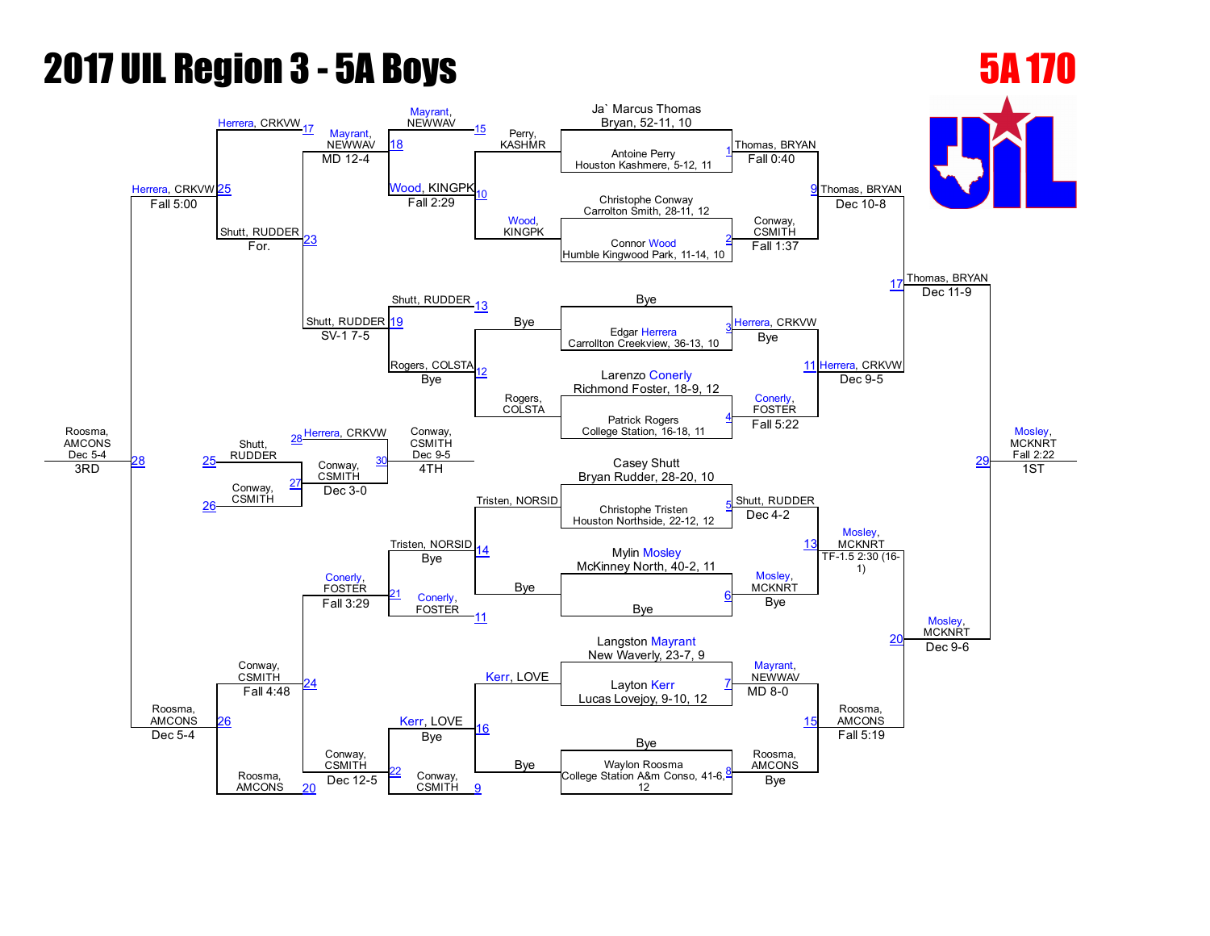# 2017 UIL Region 3 - 5A Boys

## 5A 170

### Championship Bracket

| Match | Wrestler 1 | Wrestler 2 | Winner | Result |
|---|---|---|---|---|
| 1 | Ja` Marcus Thomas, Bryan, 52-11, 10 | Antoine Perry, Houston Kashmere, 5-12, 11 | Thomas, BRYAN | Fall 0:40 |
| 2 | Christophe Conway, Carrollton Smith, 28-11, 12 | Connor Wood, Humble Kingwood Park, 11-14, 10 | Conway, CSMITH | Fall 1:37 |
| 3 | Bye | Edgar Herrera, Carrollton Creekview, 36-13, 10 | Herrera, CRKVW | Bye |
| 4 | Larenzo Conerly, Richmond Foster, 18-9, 12 | Patrick Rogers, College Station, 16-18, 11 | Conerly, FOSTER | Fall 5:22 |
| 5 | Casey Shutt, Bryan Rudder, 28-20, 10 | Christophe Tristen, Houston Northside, 22-12, 12 | Shutt, RUDDER | Dec 4-2 |
| 6 | Mylin Mosley, McKinney North, 40-2, 11 | Bye | Mosley, MCKNRT | Bye |
| 7 | Langston Mayrant, New Waverly, 23-7, 9 | Layton Kerr, Lucas Lovejoy, 9-10, 12 | Mayrant, NEWWAV | MD 8-0 |
| 8 | Bye | Waylon Roosma, College Station A&m Conso, 41-6, 12 | Roosma, AMCONS | Bye |
| 9 | Thomas, BRYAN | Conway, CSMITH | Thomas, BRYAN | Dec 10-8 |
| 11 | Herrera, CRKVW | Conerly, FOSTER | Herrera, CRKVW | Dec 9-5 |
| 13 | Shutt, RUDDER | Mosley, MCKNRT | Mosley, MCKNRT | TF-1.5 2:30 (16-1) |
| 15 | Mayrant, NEWWAV | Roosma, AMCONS | Roosma, AMCONS | Fall 5:19 |
| 17 | Thomas, BRYAN | Herrera, CRKVW | Thomas, BRYAN | Dec 11-9 |
| 20 | Mosley, MCKNRT | Roosma, AMCONS | Mosley, MCKNRT | Dec 9-6 |
| 29 | Thomas, BRYAN | Mosley, MCKNRT | Mosley, MCKNRT | Fall 2:22 (1ST) |

### Consolation Bracket

| Match | Wrestler 1 | Wrestler 2 | Winner | Result |
|---|---|---|---|---|
| 10 | Perry, KASHMR | Wood, KINGPK | Wood, KINGPK | Fall 2:29 |
| 12 | Bye | Rogers, COLSTA | Rogers, COLSTA | Bye |
| 14 | Tristen, NORSID | Bye | Tristen, NORSID | Bye |
| 16 | Kerr, LOVE | Bye | Kerr, LOVE | Bye |
| 18 | Mayrant, NEWWAV | Wood, KINGPK | Mayrant, NEWWAV | MD 12-4 |
| 19 | Shutt, RUDDER | Rogers, COLSTA | Shutt, RUDDER | SV-1 7-5 |
| 21 | Tristen, NORSID | Conerly, FOSTER | Conerly, FOSTER | Fall 3:29 |
| 22 | Kerr, LOVE | Conway, CSMITH | Conway, CSMITH | Dec 12-5 |
| 23 | Mayrant, NEWWAV | Shutt, RUDDER | Shutt, RUDDER | For. |
| 24 | Conerly, FOSTER | Conway, CSMITH | Conway, CSMITH | Fall 4:48 |
| 25 | Herrera, CRKVW | Shutt, RUDDER | Herrera, CRKVW | Fall 5:00 |
| 26 | Conway, CSMITH | Roosma, AMCONS | Roosma, AMCONS | Dec 5-4 |
| 27 | Shutt, RUDDER | Conway, CSMITH | Conway, CSMITH | Dec 3-0 |
| 28 | Herrera, CRKVW | Roosma, AMCONS | Roosma, AMCONS | Dec 5-4 (3RD) |
| 30 | Herrera, CRKVW | Conway, CSMITH | Conway, CSMITH | Dec 9-5 (4TH) |

### Final Placings

- 1ST: Mosley, MCKNRT
- 3RD: Roosma, AMCONS
- 4TH: Conway, CSMITH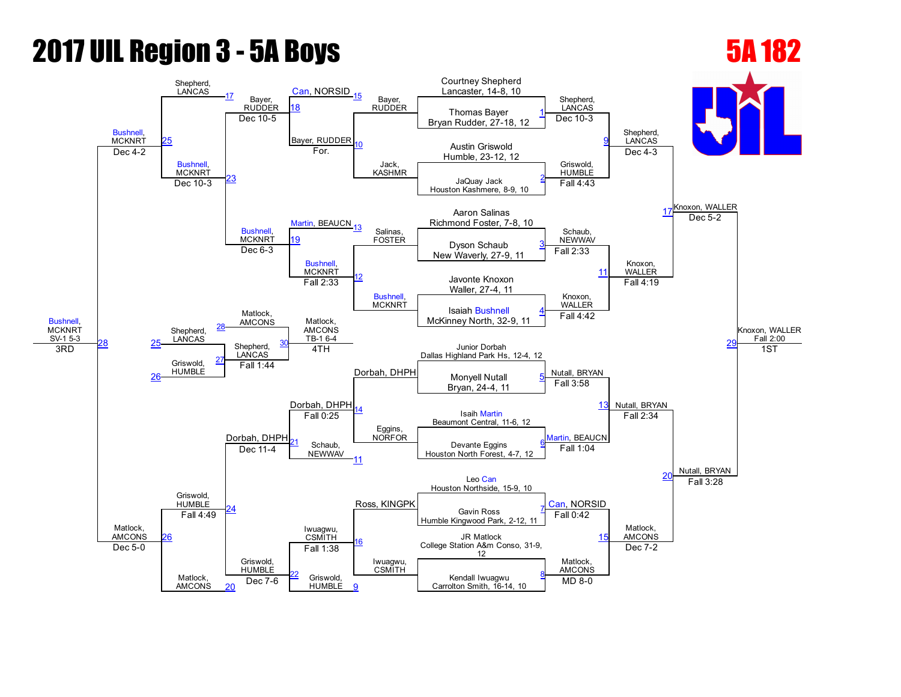# 2017 UIL Region 3 - 5A Boys

## 5A 182

### Championship Bracket – First Round

| Bout | Wrestler | Wrestler | Winner | Result |
|---|---|---|---|---|
| 1 | Courtney Shepherd, Lancaster, 14-8, 10 | Thomas Bayer, Bryan Rudder, 27-18, 12 | Shepherd, LANCAS | Dec 10-3 |
| 2 | Austin Griswold, Humble, 23-12, 12 | JaQuay Jack, Houston Kashmere, 8-9, 10 | Griswold, HUMBLE | Fall 4:43 |
| 3 | Aaron Salinas, Richmond Foster, 7-8, 10 | Dyson Schaub, New Waverly, 27-9, 11 | Schaub, NEWWAV | Fall 2:33 |
| 4 | Javonte Knoxon, Waller, 27-4, 11 | Isaiah Bushnell, McKinney North, 32-9, 11 | Knoxon, WALLER | Fall 4:42 |
| 5 | Junior Dorbah, Dallas Highland Park Hs, 12-4, 12 | Monyell Nutall, Bryan, 24-4, 11 | Nutall, BRYAN | Fall 3:58 |
| 6 | Isaih Martin, Beaumont Central, 11-6, 12 | Devante Eggins, Houston North Forest, 4-7, 12 | Martin, BEAUCN | Fall 1:04 |
| 7 | Leo Can, Houston Northside, 15-9, 10 | Gavin Ross, Humble Kingwood Park, 2-12, 11 | Can, NORSID | Fall 0:42 |
| 8 | JR Matlock, College Station A&m Conso, 31-9, 12 | Kendall Iwuagwu, Carrolton Smith, 16-14, 10 | Matlock, AMCONS | MD 8-0 |

### Championship Bracket – Later Rounds

| Bout | Wrestler | Wrestler | Winner | Result |
|---|---|---|---|---|
| 9 | Shepherd, LANCAS | Griswold, HUMBLE | Shepherd, LANCAS | Dec 4-3 |
| 11 | Schaub, NEWWAV | Knoxon, WALLER | Knoxon, WALLER | Fall 4:19 |
| 13 | Nutall, BRYAN | Martin, BEAUCN | Nutall, BRYAN | Fall 2:34 |
| 15 | Can, NORSID | Matlock, AMCONS | Matlock, AMCONS | Dec 7-2 |
| 17 | Shepherd, LANCAS | Knoxon, WALLER | Knoxon, WALLER | Dec 5-2 |
| 20 | Nutall, BRYAN | Matlock, AMCONS | Nutall, BRYAN | Fall 3:28 |
| 29 | Knoxon, WALLER | Nutall, BRYAN | Knoxon, WALLER | Fall 2:00 — 1ST |

### Consolation Bracket

| Bout | Wrestler | Wrestler | Winner | Result |
|---|---|---|---|---|
| 10 | Bayer, RUDDER | Jack, KASHMR | Bayer, RUDDER | For. |
| 12 | Salinas, FOSTER | Bushnell, MCKNRT | Bushnell, MCKNRT | Fall 2:33 |
| 14 | Dorbah, DHPH | Eggins, NORFOR | Dorbah, DHPH | Fall 0:25 |
| 16 | Ross, KINGPK | Iwuagwu, CSMITH | Iwuagwu, CSMITH | Fall 1:38 |
| 18 | Can, NORSID (L15) | Bayer, RUDDER | Bayer, RUDDER | Dec 10-5 |
| 19 | Martin, BEAUCN (L13) | Bushnell, MCKNRT | Bushnell, MCKNRT | Dec 6-3 |
| 21 | Dorbah, DHPH | Schaub, NEWWAV (L11) | Dorbah, DHPH | Dec 11-4 |
| 22 | Iwuagwu, CSMITH | Griswold, HUMBLE (L9) | Griswold, HUMBLE | Dec 7-6 |
| 23 | Bayer, RUDDER | Bushnell, MCKNRT | Bushnell, MCKNRT | Dec 10-3 |
| 24 | Dorbah, DHPH | Griswold, HUMBLE | Griswold, HUMBLE | Fall 4:49 |
| 25 | Shepherd, LANCAS (L17) | Bushnell, MCKNRT | Bushnell, MCKNRT | Dec 4-2 |
| 26 | Griswold, HUMBLE | Matlock, AMCONS (L20) | Matlock, AMCONS | Dec 5-0 |
| 28 | Bushnell, MCKNRT | Matlock, AMCONS | Bushnell, MCKNRT | SV-1 5-3 — 3RD |

### 4th Place Bracket

| Bout | Wrestler | Wrestler | Winner | Result |
|---|---|---|---|---|
| 27 | Shepherd, LANCAS (L25) | Griswold, HUMBLE (L26) | Shepherd, LANCAS | Fall 1:44 |
| 30 | Matlock, AMCONS (L28) | Shepherd, LANCAS | Matlock, AMCONS | TB-1 6-4 — 4TH |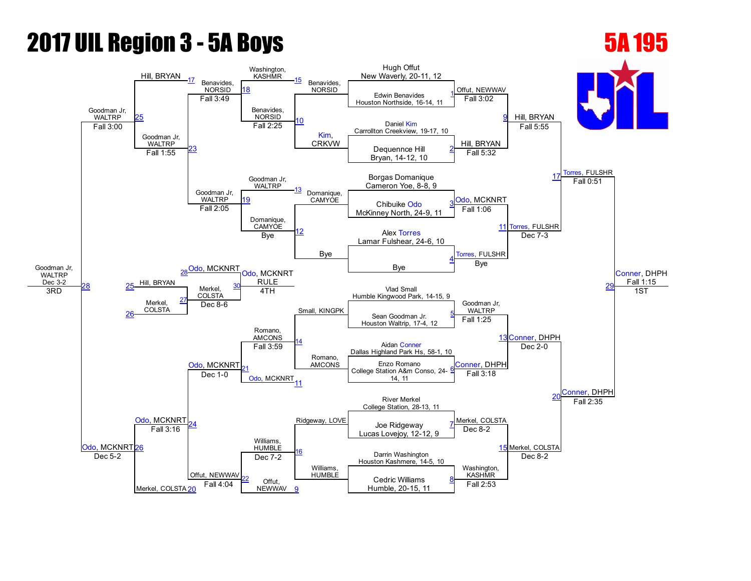# 2017 UIL Region 3 - 5A Boys

## 5A 195

### Championship Bracket

| Seed/Bout | Wrestler | Result |
|---|---|---|
| 1 | Hugh Offut, New Waverly, 20-11, 12 vs. Edwin Benavides, Houston Northside, 16-14, 11 | Offut, NEWWAV — Fall 3:02 |
| 2 | Daniel Kim, Carrollton Creekview, 19-17, 10 vs. Dequennce Hill, Bryan, 14-12, 10 | Hill, BRYAN — Fall 5:32 |
| 3 | Borgas Domanique, Cameron Yoe, 8-8, 9 vs. Chibuike Odo, McKinney North, 24-9, 11 | Odo, MCKNRT — Fall 1:06 |
| 4 | Alex Torres, Lamar Fulshear, 24-6, 10 vs. Bye | Torres, FULSHR — Bye |
| 5 | Vlad Small, Humble Kingwood Park, 14-15, 9 vs. Sean Goodman Jr., Houston Waltrip, 17-4, 12 | Goodman Jr, WALTRP — Fall 1:25 |
| 6 | Aidan Conner, Dallas Highland Park Hs, 58-1, 10 vs. Enzo Romano, College Station A&m Conso, 24-14, 11 | Conner, DHPH — Fall 3:18 |
| 7 | River Merkel, College Station, 28-13, 11 vs. Joe Ridgeway, Lucas Lovejoy, 12-12, 9 | Merkel, COLSTA — Dec 8-2 |
| 8 | Darrin Washington, Houston Kashmere, 14-5, 10 vs. Cedric Williams, Humble, 20-15, 11 | Washington, KASHMR — Fall 2:53 |
| 9 | Offut, NEWWAV vs. Hill, BRYAN | Hill, BRYAN — Fall 5:55 |
| 11 | Odo, MCKNRT vs. Torres, FULSHR | Torres, FULSHR — Dec 7-3 |
| 13 | Goodman Jr, WALTRP vs. Conner, DHPH | Conner, DHPH — Dec 2-0 |
| 15 | Merkel, COLSTA vs. Washington, KASHMR | Merkel, COLSTA — Dec 8-2 |
| 17 | Hill, BRYAN vs. Torres, FULSHR | Torres, FULSHR — Fall 0:51 |
| 20 | Conner, DHPH vs. Merkel, COLSTA | Conner, DHPH — Fall 2:35 |
| 29 | Torres, FULSHR vs. Conner, DHPH | Conner, DHPH — Fall 1:15 — 1ST |

### Consolation Bracket

| Bout | Wrestlers | Result |
|---|---|---|
| 10 | Benavides, NORSID vs. Kim, CRKVW | Benavides, NORSID — Fall 2:25 |
| 12 | Domanique, CAMYOE vs. Bye | Domanique, CAMYOE — Bye |
| 14 | Small, KINGPK vs. Romano, AMCONS | Romano, AMCONS — Fall 3:59 |
| 16 | Ridgeway, LOVE vs. Williams, HUMBLE | Williams, HUMBLE — Dec 7-2 |
| 18 | Washington, KASHMR (15) vs. Benavides, NORSID | Benavides, NORSID — Fall 3:49 |
| 19 | Goodman Jr, WALTRP (13) vs. Domanique, CAMYOE | Goodman Jr, WALTRP — Fall 2:05 |
| 21 | Romano, AMCONS vs. Odo, MCKNRT (11) | Odo, MCKNRT — Dec 1-0 |
| 22 | Williams, HUMBLE vs. Offut, NEWWAV (9) | Offut, NEWWAV — Fall 4:04 |
| 23 | Benavides, NORSID vs. Goodman Jr, WALTRP | Goodman Jr, WALTRP — Fall 1:55 |
| 24 | Odo, MCKNRT vs. Offut, NEWWAV | Odo, MCKNRT — Fall 3:16 |
| 25 | Hill, BRYAN (17) vs. Goodman Jr, WALTRP | Goodman Jr, WALTRP — Fall 3:00 |
| 26 | Odo, MCKNRT vs. Merkel, COLSTA (20) | Odo, MCKNRT — Dec 5-2 |
| 28 | Goodman Jr, WALTRP vs. Odo, MCKNRT | Goodman Jr, WALTRP — Dec 3-2 — 3RD |
| 27 | Hill, BRYAN (25) vs. Merkel, COLSTA (26) | Merkel, COLSTA — Dec 8-6 |
| 30 | Odo, MCKNRT (28) vs. Merkel, COLSTA | Odo, MCKNRT — RULE — 4TH |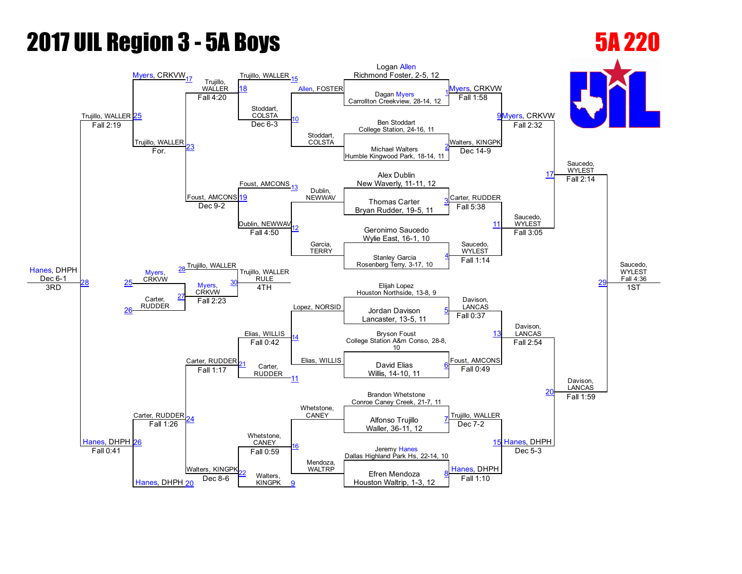# 2017 UIL Region 3 - 5A Boys

## 5A 220

### Championship Bracket – First Round

| Bout | Wrestler | Opponent | Winner | Result |
|---|---|---|---|---|
| 1 | Logan Allen, Richmond Foster, 2-5, 12 | Dagan Myers, Carrollton Creekview, 28-14, 12 | Myers, CRKVW | Fall 1:58 |
| 2 | Ben Stoddart, College Station, 24-16, 11 | Michael Walters, Humble Kingwood Park, 18-14, 11 | Walters, KINGPK | Dec 14-9 |
| 3 | Alex Dublin, New Waverly, 11-11, 12 | Thomas Carter, Bryan Rudder, 19-5, 11 | Carter, RUDDER | Fall 5:38 |
| 4 | Geronimo Saucedo, Wylie East, 16-1, 10 | Stanley Garcia, Rosenberg Terry, 3-17, 10 | Saucedo, WYLEST | Fall 1:14 |
| 5 | Elijah Lopez, Houston Northside, 13-8, 9 | Jordan Davison, Lancaster, 13-5, 11 | Davison, LANCAS | Fall 0:37 |
| 6 | Bryson Foust, College Station A&m Conso, 28-8, 10 | David Elias, Willis, 14-10, 11 | Foust, AMCONS | Fall 0:49 |
| 7 | Brandon Whetstone, Conroe Caney Creek, 21-7, 11 | Alfonso Trujillo, Waller, 36-11, 12 | Trujillo, WALLER | Dec 7-2 |
| 8 | Jeremy Hanes, Dallas Highland Park Hs, 22-14, 10 | Efren Mendoza, Houston Waltrip, 1-3, 12 | Hanes, DHPH | Fall 1:10 |

### Championship Bracket – Later Rounds

| Bout | Winner | Result |
|---|---|---|
| 9 | Myers, CRKVW | Fall 2:32 |
| 11 | Saucedo, WYLEST | Fall 3:05 |
| 13 | Davison, LANCAS | Fall 2:54 |
| 15 | Hanes, DHPH | Dec 5-3 |
| 17 | Saucedo, WYLEST | Fall 2:14 |
| 20 | Davison, LANCAS | Fall 1:59 |
| 29 | Saucedo, WYLEST | Fall 4:36 – 1ST |

### Consolation Bracket

| Bout | Wrestlers | Winner | Result |
|---|---|---|---|
| 10 | Allen, FOSTER vs. Stoddart, COLSTA | Stoddart, COLSTA | Dec 6-3 |
| 12 | Dublin, NEWWAV vs. Garcia, TERRY | Dublin, NEWWAV | Fall 4:50 |
| 14 | Lopez, NORSID vs. Elias, WILLIS | Elias, WILLIS | Fall 0:42 |
| 16 | Whetstone, CANEY vs. Mendoza, WALTRP | Whetstone, CANEY | Fall 0:59 |
| 18 | Trujillo, WALLER vs. Stoddart, COLSTA | Trujillo, WALLER | Fall 4:20 |
| 19 | Foust, AMCONS vs. Dublin, NEWWAV | Foust, AMCONS | Dec 9-2 |
| 21 | Carter, RUDDER vs. Elias, WILLIS | Carter, RUDDER | Fall 1:17 |
| 22 | Whetstone, CANEY vs. Walters, KINGPK | Walters, KINGPK | Dec 8-6 |
| 23 | Trujillo, WALLER vs. Foust, AMCONS | Trujillo, WALLER | For. |
| 24 | Carter, RUDDER vs. Walters, KINGPK | Carter, RUDDER | Fall 1:26 |
| 25 | Myers, CRKVW vs. Trujillo, WALLER | Trujillo, WALLER | Fall 2:19 |
| 26 | Carter, RUDDER vs. Hanes, DHPH | Hanes, DHPH | Fall 0:41 |
| 27 | Myers, CRKVW vs. Carter, RUDDER | Myers, CRKVW | Fall 2:23 |
| 28 | Trujillo, WALLER vs. Hanes, DHPH | Hanes, DHPH | Dec 6-1 – 3RD |
| 30 | Trujillo, WALLER vs. Myers, CRKVW | Trujillo, WALLER | RULE – 4TH |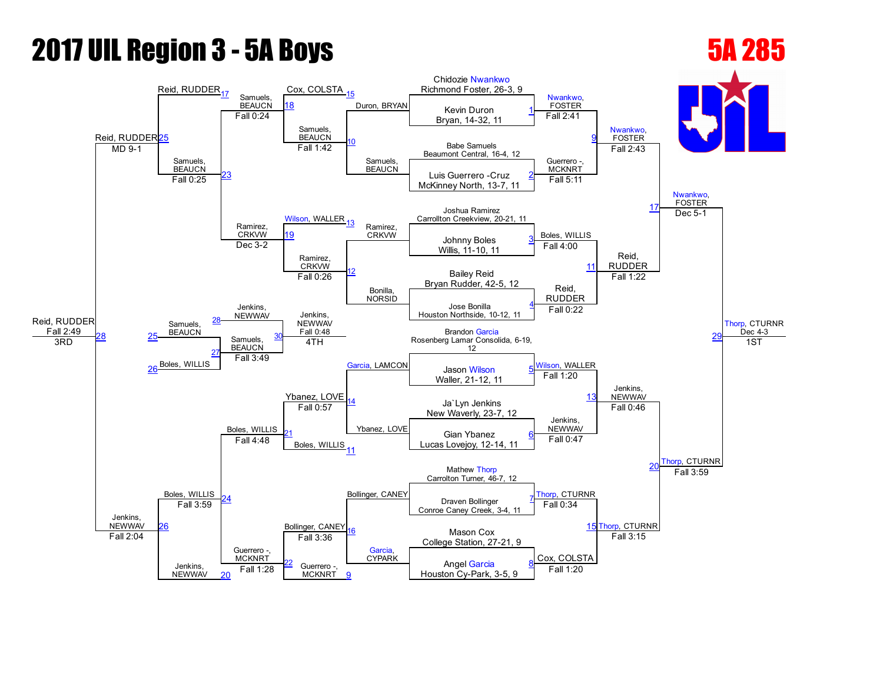# 2017 UIL Region 3 - 5A Boys

## 5A 285

### Championship Bracket

**First Round**

1. Chidozie Nwankwo, Richmond Foster, 26-3, 9 vs. Kevin Duron, Bryan, 14-32, 11 — Nwankwo, FOSTER, Fall 2:41
2. Babe Samuels, Beaumont Central, 16-4, 12 vs. Luis Guerrero -Cruz, McKinney North, 13-7, 11 — Guerrero -, MCKNRT, Fall 5:11
3. Joshua Ramirez, Carrollton Creekview, 20-21, 11 vs. Johnny Boles, Willis, 11-10, 11 — Boles, WILLIS, Fall 4:00
4. Bailey Reid, Bryan Rudder, 42-5, 12 vs. Jose Bonilla, Houston Northside, 10-12, 11 — Reid, RUDDER, Fall 0:22
5. Brandon Garcia, Rosenberg Lamar Consolida, 6-19, 12 vs. Jason Wilson, Waller, 21-12, 11 — Wilson, WALLER, Fall 1:20
6. Ja`Lyn Jenkins, New Waverly, 23-7, 12 vs. Gian Ybanez, Lucas Lovejoy, 12-14, 11 — Jenkins, NEWWAV, Fall 0:47
7. Mathew Thorp, Carrollton Turner, 46-7, 12 vs. Draven Bollinger, Conroe Caney Creek, 3-4, 11 — Thorp, CTURNR, Fall 0:34
8. Mason Cox, College Station, 27-21, 9 vs. Angel Garcia, Houston Cy-Park, 3-5, 9 — Cox, COLSTA, Fall 1:20

**Quarterfinals**

9. Nwankwo, FOSTER vs. Guerrero -, MCKNRT — Nwankwo, FOSTER, Fall 2:43
11. Boles, WILLIS vs. Reid, RUDDER — Reid, RUDDER, Fall 1:22
13. Wilson, WALLER vs. Jenkins, NEWWAV — Jenkins, NEWWAV, Fall 0:46
15. Thorp, CTURNR vs. Cox, COLSTA — Thorp, CTURNR, Fall 3:15

**Semifinals**

17. Nwankwo, FOSTER vs. Reid, RUDDER — Nwankwo, FOSTER, Dec 5-1
20. Jenkins, NEWWAV vs. Thorp, CTURNR — Thorp, CTURNR, Fall 3:59

**Final**

29. Nwankwo, FOSTER vs. Thorp, CTURNR — Thorp, CTURNR, Dec 4-3 — 1ST

### Consolation Bracket

**Consolation Round 1**

10. Duron, BRYAN vs. Samuels, BEAUCN — Samuels, BEAUCN, Fall 1:42
12. Ramirez, CRKVW vs. Bonilla, NORSID — Ramirez, CRKVW, Fall 0:26
14. Garcia, LAMCON vs. Ybanez, LOVE — Ybanez, LOVE, Fall 0:57
16. Bollinger, CANEY vs. Garcia, CYPARK — Bollinger, CANEY, Fall 3:36

**Consolation Round 2**

18. Cox, COLSTA vs. Samuels, BEAUCN — Samuels, BEAUCN, Fall 0:24
19. Wilson, WALLER vs. Ramirez, CRKVW — Ramirez, CRKVW, Dec 3-2
21. Ybanez, LOVE vs. Boles, WILLIS — Boles, WILLIS, Fall 4:48
22. Bollinger, CANEY vs. Guerrero -, MCKNRT — Guerrero -, MCKNRT, Fall 1:28

**Consolation Round 3**

23. Samuels, BEAUCN vs. Ramirez, CRKVW — Samuels, BEAUCN, Fall 0:25
24. Boles, WILLIS vs. Guerrero -, MCKNRT — Boles, WILLIS, Fall 3:59

**Consolation Semifinals**

25. Reid, RUDDER vs. Samuels, BEAUCN — Reid, RUDDER, MD 9-1
26. Boles, WILLIS vs. Jenkins, NEWWAV — Jenkins, NEWWAV, Fall 2:04

**3rd Place**

28. Reid, RUDDER vs. Jenkins, NEWWAV — Reid, RUDDER, Fall 2:49 — 3RD

**4th Place**

27. Samuels, BEAUCN vs. Boles, WILLIS — Samuels, BEAUCN, Fall 3:49
30. Jenkins, NEWWAV vs. Samuels, BEAUCN — Jenkins, NEWWAV, Fall 0:48 — 4TH